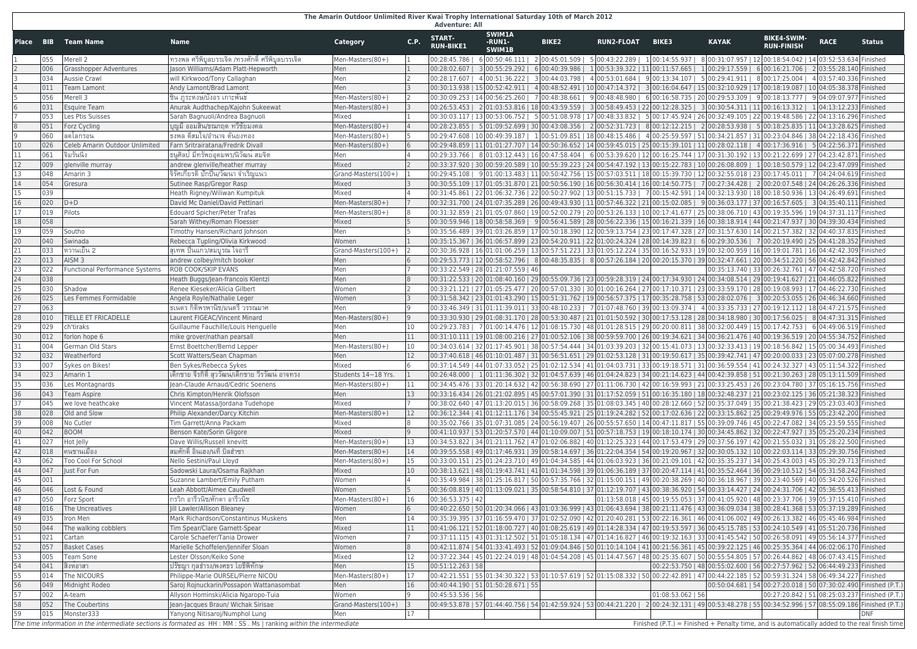# The Amarin Outdoor Unlimited River Kwai Trophy International Saturday 10th of March 2012

**Adventure: All**

| Place | BIB | Team Name | Name | Category | C.P. | START-RUN-BIKE1 | | SWIM1A-RUN1-SWIM1B | | BIKE2 | | RUN2-FLOAT | | BIKE3 | | KAYAK | | BIKE4-SWIM-RUN-FINISH | | RACE | Status |
|---|---|---|---|---|---|---|---|---|---|---|---|---|---|---|---|---|---|---|---|---|---|
| 1 | 055 | Merell 2 | ทรงพล ศรีพิบูลบรรเจิด /ทรงศักดิ์ ศรีพิบูลบรรเจิด | Men-Masters(80+) | 1 | 00:28:45.786 | 6 | 00:50:46.111 | 2 | 00:45:01.509 | 5 | 00:43:22.289 | 1 | 00:14:55.937 | 8 | 00:31:07.957 | 12 | 00:18:54.042 | 14 | 03:52:53.634 | Finished |
| 2 | 006 | Grasshopper Adventures | Jason Williams/Adam Platt-Hepworth | Men | 1 | 00:28:02.607 | 3 | 00:55:29.292 | 6 | 00:40:39.986 | 1 | 00:53:39.322 | 11 | 00:11:57.665 | 1 | 00:29:17.559 | 6 | 00:16:21.706 | 2 | 03:55:28.140 | Finished |
| 3 | 034 | Aussie Crawl | will Kirkwood/Tony Callaghan | Men | 2 | 00:28:17.607 | 4 | 00:51:36.222 | 3 | 00:44:03.798 | 4 | 00:53:01.684 | 9 | 00:13:34.107 | 5 | 00:29:41.911 | 8 | 00:17:25.004 | 4 | 03:57:40.336 | Finished |
| 4 | 011 | Team Lamont | Andy Lamont/Brad Lamont | Men | 3 | 00:30:13.938 | 15 | 00:52:42.911 | 4 | 00:48:52.491 | 10 | 00:47:14.372 | 3 | 00:16:04.647 | 15 | 00:32:10.929 | 17 | 00:18:19.087 | 10 | 04:05:38.378 | Finished |
| 5 | 056 | Merell 3 | ชิน ภูระหงษ์/บังอร เกาะพันธ์ | Men-Masters(80+) | 2 | 00:30:09.253 | 14 | 00:56:25.260 | 7 | 00:48:38.661 | 9 | 00:48:48.980 | 6 | 00:16:58.735 | 20 | 00:29:53.309 | 9 | 00:18:13.777 | 9 | 04:09:07.977 | Finished |
| 6 | 031 | Esquire Team | Anurak Audthachep/Kajohn Sukeewat | Men-Masters(80+) | 3 | 00:26:53.453 | 2 | 01:03:53.816 | 18 | 00:43:59.559 | 3 | 00:58:49.453 | 22 | 00:12:28.325 | 3 | 00:30:54.311 | 11 | 00:16:13.312 | 1 | 04:13:12.233 | Finished |
| 7 | 053 | Les Ptis Suisses | Sarah Bagnuoli/Andrea Bagnuoli | Mixed | 1 | 00:30:03.117 | 13 | 00:53:06.752 | 5 | 00:51:08.978 | 17 | 00:48:33.832 | 5 | 00:17:45.924 | 26 | 00:32:49.105 | 22 | 00:19:48.586 | 22 | 04:13:16.296 | Finished |
| 8 | 051 | Forz Cycling | บุญมี ออมสิน/ธณกฤต ทวีชัยมงคล | Men-Masters(80+) | 4 | 00:28:23.855 | 5 | 01:09:52.699 | 30 | 00:43:08.356 | 2 | 00:52:31.723 | 8 | 00:12:12.215 | 2 | 00:28:53.938 | 5 | 00:18:25.835 | 11 | 04:13:28.625 | Finished |
| 9 | 060 | ลดโลกร้อน | ธงพล ตี่สมใจ/อำนาจ ตันยงทอง | Men-Masters(80+) | 5 | 00:29:47.608 | 10 | 00:49:39.187 | 1 | 00:51:09.851 | 18 | 00:48:15.486 | 4 | 00:25:59.597 | 51 | 00:34:21.857 | 31 | 00:23:04.846 | 38 | 04:22:18.436 | Finished |
| 10 | 026 | Celeb Amarin Outdoor Unlimited | Farn Sritrairatana/Fredrik Divall | Men-Masters(80+) | 6 | 00:29:48.859 | 11 | 01:01:27.707 | 14 | 00:50:36.652 | 14 | 00:59:45.015 | 25 | 00:15:39.101 | 11 | 00:28:02.118 | 4 | 00:17:36.916 | 5 | 04:22:56.371 | Finished |
| 11 | 061 | จิมวันนิ่ง | ธนูศิลป์ มีทรัพย์อุดมพร/นิวัฒน์ สมจิต | Men | 4 | 00:29:33.766 | 8 | 01:03:12.443 | 16 | 00:47:58.404 | 6 | 00:53:39.620 | 12 | 00:16:25.744 | 17 | 00:31:30.192 | 13 | 00:21:22.699 | 27 | 04:23:42.871 | Finished |
| 12 | 009 | glenville murray | andrew glenville/heather murray | Mixed | 2 | 00:33:37.920 | 30 | 00:59:20.589 | 10 | 00:55:39.223 | 24 | 00:54:47.192 | 13 | 00:15:22.783 | 10 | 00:26:08.809 | 1 | 00:18:50.579 | 12 | 04:23:47.099 | Finished |
| 13 | 048 | Amarin 3 | จิรัศเกียรติ ปักปิ่น/วัฒนา จำเริญแนว | Grand-Masters(100+) | 1 | 00:29:45.108 | 9 | 01:00:13.483 | 11 | 00:50:42.756 | 15 | 00:57:03.511 | 18 | 00:15:39.730 | 12 | 00:32:55.018 | 23 | 00:17:45.011 | 7 | 04:24:04.619 | Finished |
| 14 | 054 | Gresura | Sutinee Rasp/Gregor Rasp | Mixed | 3 | 00:30:55.109 | 17 | 01:05:31.870 | 21 | 00:50:56.190 | 16 | 00:56:30.414 | 16 | 00:14:50.775 | 7 | 00:27:34.428 | 2 | 00:20:07.548 | 24 | 04:26:26.336 | Finished |
| 15 | 039 | | Heath Rigney/Wiliwan Kumpituk | Mixed | 4 | 00:31:45.861 | 22 | 01:06:32.736 | 22 | 00:50:27.902 | 13 | 00:51:15.733 | 7 | 00:15:42.591 | 14 | 00:32:13.930 | 18 | 00:18:50.936 | 13 | 04:26:49.691 | Finished |
| 16 | 020 | D+D | David Mc Daniel/David Pettinari | Men-Masters(80+) | 7 | 00:32:31.700 | 24 | 01:07:35.289 | 26 | 00:49:43.930 | 11 | 00:57:46.322 | 21 | 00:15:02.085 | 9 | 00:36:03.177 | 37 | 00:16:57.605 | 3 | 04:35:40.111 | Finished |
| 17 | 019 | Pilots | Edouard Spicher/Peter Trafas | Men-Masters(80+) | 8 | 00:31:32.859 | 21 | 01:05:07.860 | 19 | 00:52:00.279 | 20 | 00:53:26.133 | 10 | 00:17:41.677 | 25 | 00:38:06.710 | 43 | 00:19:35.596 | 19 | 04:37:31.117 | Finished |
| 18 | 058 | | Sarah Withey/Roman Floesser | Mixed | 5 | 00:30:59.946 | 18 | 00:58:58.369 | 9 | 00:56:41.589 | 28 | 00:56:22.336 | 15 | 00:16:21.339 | 16 | 00:38:18.914 | 44 | 00:21:47.937 | 30 | 04:39:30.434 | Finished |
| 19 | 059 | Southo | Timothy Hansen/Richard Johnson | Men | 5 | 00:35:56.489 | 39 | 01:03:26.859 | 17 | 00:50:18.390 | 12 | 00:59:13.754 | 23 | 00:17:47.328 | 27 | 00:31:57.630 | 14 | 00:21:57.382 | 32 | 04:40:37.835 | Finished |
| 20 | 040 | Swinada | Rebecca Tupling/Olivia Kirkwood | Women | 1 | 00:35:15.367 | 36 | 01:06:57.899 | 23 | 00:54:20.911 | 22 | 01:00:24.324 | 28 | 00:14:39.823 | 6 | 00:29:30.536 | 7 | 00:20:19.490 | 25 | 04:41:28.352 | Finished |
| 21 | 033 | หวานเย็น 2 | สุเทพ ปิ่นแก้ว/สมบูรณ์ ใจอารี | Grand-Masters(100+) | 2 | 00:30:36.928 | 16 | 01:01:06.259 | 13 | 00:57:51.223 | 33 | 01:05:12.224 | 35 | 00:16:52.933 | 19 | 00:32:00.959 | 16 | 00:19:01.781 | 16 | 04:42:42.309 | Finished |
| 22 | 013 | AISM 3 | andrew colbey/mitch booker | Men | 6 | 00:29:53.773 | 12 | 00:58:52.796 | 8 | 00:48:35.835 | 8 | 00:57:26.184 | 20 | 00:20:15.370 | 39 | 00:32:47.661 | 20 | 00:34:51.220 | 56 | 04:42:42.842 | Finished |
| 23 | 022 | Functional Performance Systems | ROB COOK/SKIP EVANS | Men | 7 | 00:33:22.549 | 28 | 01:21:07.559 | 46 | | | | | | | 00:35:13.740 | 33 | 00:26:32.761 | 47 | 04:42:58.720 | Finished |
| 24 | 038 | | Heath Buggs/Jean-francois Klentzi | Men | 8 | 00:31:22.533 | 20 | 01:08:40.160 | 29 | 00:55:09.736 | 23 | 00:59:28.319 | 24 | 00:17:34.930 | 24 | 00:34:08.514 | 29 | 00:19:41.627 | 21 | 04:46:05.822 | Finished |
| 25 | 030 | Shadow | Renee Kieseker/Alicia Gilbert | Women | 2 | 00:33:21.121 | 27 | 01:05:25.477 | 20 | 00:57:01.330 | 30 | 01:00:16.264 | 27 | 00:17:10.371 | 23 | 00:33:59.170 | 28 | 00:19:08.993 | 17 | 04:46:22.730 | Finished |
| 26 | 025 | Les Femmes Formidable | Angela Royle/Nathalie Leger | Women | 3 | 00:31:58.342 | 23 | 01:01:43.290 | 15 | 00:51:31.762 | 19 | 00:56:57.375 | 17 | 00:35:28.758 | 53 | 00:28:02.076 | 3 | 00:20:53.055 | 26 | 04:46:34.660 | Finished |
| 27 | 063 | | ธเนตร กิติพรพาณิช/มนตรี วรรณมาศ | Men | 9 | 00:33:46.349 | 31 | 01:11:39.011 | 33 | 00:48:10.233 | 7 | 01:07:48.760 | 39 | 00:13:09.374 | 4 | 00:33:35.733 | 27 | 00:19:12.112 | 18 | 04:47:21.575 | Finished |
| 28 | 010 | TIELLE ET FRICADELLE | Laurent FIGEAC/Vincent Minard | Men-Masters(80+) | 9 | 00:33:30.930 | 29 | 01:08:31.170 | 28 | 00:53:30.487 | 21 | 01:01:50.592 | 30 | 00:17:53.128 | 28 | 00:34:18.980 | 30 | 00:17:56.025 | 8 | 04:47:31.315 | Finished |
| 29 | 029 | ch'tiraks | Guillaume Fauchille/Louis Henguelle | Men | 10 | 00:29:23.783 | 7 | 01:00:14.476 | 12 | 01:08:15.730 | 48 | 01:01:28.515 | 29 | 00:20:00.811 | 38 | 00:32:00.449 | 15 | 00:17:42.753 | 6 | 04:49:06.519 | Finished |
| 30 | 012 | forlon hope 6 | mike grover/nathan pearsall | Men | 11 | 00:31:10.111 | 19 | 01:08:00.216 | 27 | 01:00:52.106 | 38 | 00:59:59.700 | 26 | 00:19:34.621 | 34 | 00:36:21.476 | 40 | 00:19:36.519 | 20 | 04:55:34.752 | Finished |
| 31 | 004 | German Old Stars | Ernst Boettcher/Bernd Lepper | Men-Masters(80+) | 10 | 00:34:03.614 | 32 | 01:17:45.901 | 38 | 00:57:54.444 | 34 | 01:03:39.203 | 32 | 00:15:41.073 | 13 | 00:32:33.413 | 19 | 00:18:56.842 | 15 | 05:00:34.493 | Finished |
| 32 | 032 | Weatherford | Scott Watters/Sean Chapman | Men | 12 | 00:37:40.618 | 46 | 01:10:01.487 | 31 | 00:56:51.651 | 29 | 01:02:53.128 | 31 | 00:19:50.617 | 35 | 00:39:42.741 | 47 | 00:20:00.033 | 23 | 05:07:00.278 | Finished |
| 33 | 007 | Sykes on Bikes! | Ben Sykes/Rebecca Sykes | Mixed | 6 | 00:37:14.549 | 44 | 01:07:33.052 | 25 | 01:02:12.534 | 41 | 01:04:03.731 | 33 | 00:19:18.571 | 31 | 00:36:59.554 | 41 | 00:24:32.327 | 43 | 05:11:54.322 | Finished |
| 34 | 023 | Amarin 1 | เด็กชาย จิรกิตติ์ สุววัฒน/เด็กชาย วีรวัฒน์ อาจทรง | Students 14~18 Yrs. | 1 | 00:26:48.000 | 1 | 01:11:36.302 | 32 | 01:04:57.639 | 46 | 01:04:24.823 | 34 | 00:21:14.623 | 44 | 00:42:39.858 | 51 | 00:21:30.263 | 28 | 05:13:11.509 | Finished |
| 35 | 036 | Les Montagnards | Jean-Claude Arnaud/Cedric Soenens | Men-Masters(80+) | 11 | 00:34:45.476 | 33 | 01:20:14.632 | 42 | 00:56:38.690 | 27 | 01:11:06.730 | 42 | 00:16:59.993 | 21 | 00:33:25.453 | 26 | 00:23:04.780 | 37 | 05:16:15.756 | Finished |
| 36 | 043 | Team Aspire | Chris Kimpton/Henrik Olfsson | Men | 13 | 00:33:16.434 | 26 | 01:21:02.895 | 45 | 00:57:01.390 | 31 | 01:17:52.059 | 51 | 00:16:35.180 | 18 | 00:32:48.237 | 21 | 00:23:02.125 | 36 | 05:21:38.323 | Finished |
| 37 | 045 | we love heathcake | Vincent Matassa/Jordana Tudehope | Mixed | 7 | 00:38:02.640 | 47 | 01:13:20.015 | 36 | 00:58:09.268 | 35 | 01:08:03.345 | 40 | 00:28:12.660 | 52 | 00:35:37.049 | 35 | 00:21:38.423 | 29 | 05:23:03.403 | Finished |
| 38 | 028 | Old and Slow | Philip Alexander/Darcy Kitchin | Men-Masters(80+) | 12 | 00:36:12.344 | 41 | 01:12:11.176 | 34 | 00:55:45.921 | 25 | 01:19:24.282 | 52 | 00:17:02.636 | 22 | 00:33:15.862 | 25 | 00:29:49.976 | 55 | 05:23:42.200 | Finished |
| 39 | 008 | No Cutler | Tim Garrett/Anna Packam | Mixed | 8 | 00:35:02.766 | 35 | 01:07:31.085 | 24 | 00:56:19.407 | 26 | 00:55:57.650 | 14 | 00:47:11.817 | 55 | 00:39:09.746 | 45 | 00:22:47.082 | 34 | 05:23:59.555 | Finished |
| 40 | 042 | BOOM | Benson Kate/Sorin Gligore | Mixed | 9 | 00:41:10.937 | 53 | 01:20:57.570 | 44 | 01:10:09.007 | 51 | 00:57:18.753 | 19 | 00:18:10.174 | 30 | 00:34:45.862 | 32 | 00:22:47.927 | 35 | 05:25:20.234 | Finished |
| 41 | 027 | Hot Jelly | Dave Willis/Russell knevitt | Men-Masters(80+) | 13 | 00:34:53.822 | 34 | 01:21:11.762 | 47 | 01:02:06.882 | 40 | 01:12:25.323 | 44 | 00:17:53.479 | 29 | 00:37:56.197 | 42 | 00:21:55.032 | 31 | 05:28:22.500 | Finished |
| 42 | 018 | คนชานเมือง | สมศักดิ์ อินเฮง/นที ปิลลำชา | Men-Masters(80+) | 14 | 00:39:55.558 | 49 | 01:17:46.931 | 39 | 00:58:14.697 | 36 | 01:22:04.354 | 54 | 00:19:20.967 | 32 | 00:30:05.132 | 10 | 00:22:03.114 | 33 | 05:29:30.756 | Finished |
| 43 | 062 | Too Cool For School | Nello Sestini/Paul Lloyd | Men-Masters(80+) | 15 | 00:33:00.151 | 25 | 01:24:23.710 | 49 | 01:04:34.585 | 44 | 01:06:03.923 | 36 | 00:21:09.101 | 42 | 00:35:35.237 | 34 | 00:25:43.003 | 45 | 05:30:29.713 | Finished |
| 44 | 047 | Just For Fun | Sadowski Laura/Osama Rajkhan | Mixed | 10 | 00:38:13.621 | 48 | 01:19:43.741 | 41 | 01:01:34.598 | 39 | 01:06:36.189 | 37 | 00:20:47.114 | 41 | 00:35:52.464 | 36 | 00:29:10.512 | 54 | 05:31:58.242 | Finished |
| 45 | 001 | | Suzanne Lambert/Emily Putham | Women | 4 | 00:35:49.984 | 38 | 01:25:16.817 | 50 | 00:57:35.766 | 32 | 01:15:00.151 | 49 | 00:20:38.269 | 40 | 00:36:18.967 | 39 | 00:23:40.569 | 40 | 05:34:20.526 | Finished |
| 46 | 046 | Lost & Found | Leah Abbott/Aimee Caudwell | Women | 5 | 00:36:08.819 | 40 | 01:13:09.021 | 35 | 00:58:54.810 | 37 | 01:12:19.707 | 43 | 00:38:36.920 | 54 | 00:33:14.427 | 24 | 00:24:31.706 | 42 | 05:36:55.413 | Finished |
| 47 | 050 | Forz Sport | กรวิก อารีวนิช/ศักดา อารีวนิช | Men-Masters(80+) | 16 | 00:36:53.375 | 42 | | | | | 01:13:58.018 | 45 | 00:19:55.053 | 37 | 00:41:05.920 | 48 | 00:23:37.706 | 39 | 05:37:15.410 | Finished |
| 48 | 016 | The Uncreatives | Jill Lawler/Allison Bleaney | Women | 6 | 00:40:22.650 | 50 | 01:20:34.066 | 43 | 01:03:36.999 | 43 | 01:06:43.694 | 38 | 00:21:11.476 | 43 | 00:36:09.034 | 38 | 00:28:41.368 | 53 | 05:37:19.289 | Finished |
| 49 | 035 | Iron Men | Mark Richardson/Constantinus Muskens | Men | 14 | 00:35:39.395 | 37 | 01:16:59.470 | 37 | 01:02:52.090 | 42 | 01:20:40.281 | 53 | 00:22:16.361 | 46 | 00:41:06.002 | 49 | 00:26:13.382 | 46 | 05:45:46.984 | Finished |
| 50 | 044 | The walking cobblers | Tim Spear/Clare Garnett-Spear | Mixed | 11 | 00:41:06.121 | 52 | 01:18:00.727 | 40 | 01:08:25.619 | 49 | 01:14:28.334 | 47 | 00:19:53.597 | 36 | 00:45:15.785 | 53 | 00:24:10.549 | 41 | 05:51:20.736 | Finished |
| 51 | 021 | Cartan | Carole Schaefer/Tania Drower | Women | 7 | 00:37:11.115 | 43 | 01:31:12.502 | 51 | 01:05:18.134 | 47 | 01:14:16.827 | 46 | 00:19:32.163 | 33 | 00:41:45.542 | 50 | 00:26:58.091 | 49 | 05:56:14.377 | Finished |
| 52 | 057 | Basket Cases | Marielle Schoffelen/Jennifer Sloan | Women | 8 | 00:42:11.874 | 54 | 01:33:41.493 | 52 | 01:09:04.846 | 50 | 01:10:14.104 | 41 | 00:21:56.361 | 45 | 00:39:22.125 | 46 | 00:25:35.364 | 44 | 06:02:06.170 | Finished |
| 53 | 005 | Team Sone | Lester Olsson/Keiko Sone | Mixed | 12 | 00:37:22.344 | 45 | 01:22:24.019 | 48 | 01:04:54.208 | 45 | 01:14:47.567 | 48 | 00:25:35.607 | 50 | 00:55:54.805 | 57 | 00:26:44.862 | 48 | 06:07:43.415 | Finished |
| 54 | 041 | สิงห์อาสา | ปรัชญา กุลธำรง/พงศธร โยธีพิทักษ์ | Men | 15 | 00:51:12.263 | 58 | | | | | | | 00:22:53.750 | 48 | 00:55:02.600 | 56 | 00:27:57.962 | 52 | 06:44:49.233 | Finished |
| 55 | 014 | The NICOURS | Philippe-Marie OURSEL/Pierre NICOU | Men-Masters(80+) | 17 | 00:42:21.551 | 55 | 01:34:30.322 | 53 | 01:10:57.619 | 52 | 01:15:08.332 | 50 | 00:22:42.891 | 47 | 00:44:22.185 | 52 | 00:59:31.324 | 58 | 06:49:34.227 | Finished |
| 56 | 049 | Midnight Rodeo | Saroj Rojnuckarin/Possapon Wattanasombat | Men | 16 | 00:40:44.190 | 51 | 01:50:28.671 | 55 | | | | | | | 00:50:04.681 | 54 | 00:27:20.018 | 50 | 07:30:02.490 | Finished (P.T.) |
| 57 | 002 | A-team | Allyson Hominski/Alicia Ngaropo-Tuia | Women | 9 | 00:45:53.536 | 56 | | | | | | | 01:08:53.062 | 56 | | | 00:27:20.842 | 51 | 08:25:03.237 | Finished (P.T.) |
| 58 | 052 | The Coubertins | Jean-Jacques Braun/ Wichak Sirisae | Grand-Masters(100+) | 3 | 00:49:53.878 | 57 | 01:44:40.756 | 54 | 01:42:59.924 | 53 | 00:44:21.220 | 2 | 00:24:32.131 | 49 | 00:53:48.278 | 55 | 00:34:52.996 | 57 | 08:55:09.186 | Finished (P.T.) |
| 59 | 015 | Monster333 | Yanyong Nitisaroj/Numphol Lung | Men | 17 | | | | | | | | | | | | | | | | DNF |

*The time information in the intermediate sections is formated as HH : MM : SS . Ms | ranking within the intermediate*

Finished (P.T.) = Finished + Penalty time, and is automatically added to the real finish time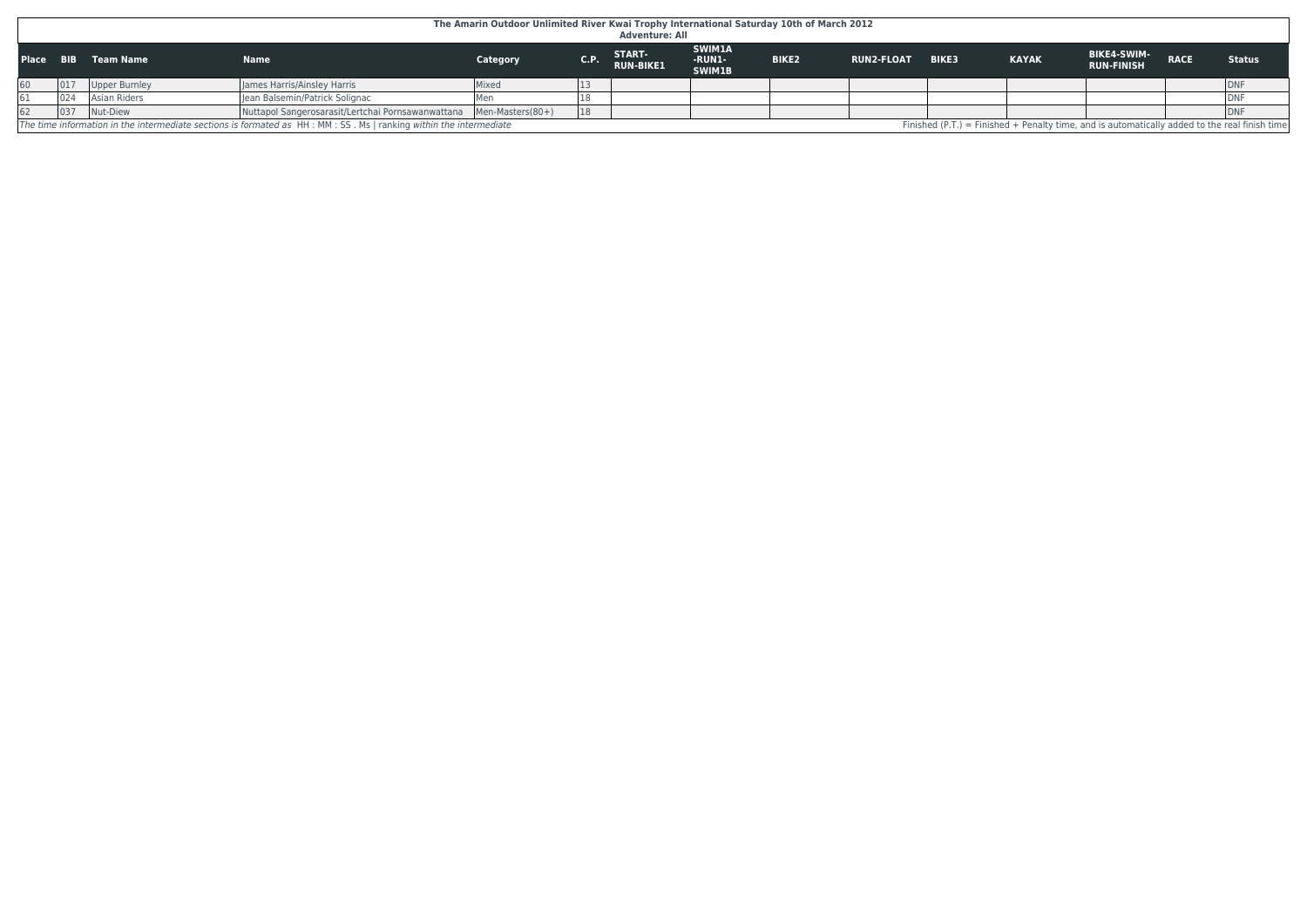**The Amarin Outdoor Unlimited River Kwai Trophy International Saturday 10th of March 2012**
**Adventure: All**

| Place | BIB | Team Name | Name | Category | C.P. | START-RUN-BIKE1 | SWIM1A-RUN1-SWIM1B | BIKE2 | RUN2-FLOAT | BIKE3 | KAYAK | BIKE4-SWIM-RUN-FINISH | RACE | Status |
|---|---|---|---|---|---|---|---|---|---|---|---|---|---|---|
| 60 | 017 | Upper Burnley | James Harris/Ainsley Harris | Mixed | 13 | | | | | | | | | DNF |
| 61 | 024 | Asian Riders | Jean Balsemin/Patrick Solignac | Men | 18 | | | | | | | | | DNF |
| 62 | 037 | Nut-Diew | Nuttapol Sangerosarasit/Lertchai Pornsawanwattana | Men-Masters(80+) | 18 | | | | | | | | | DNF |

*The time information in the intermediate sections is formated as* HH : MM : SS . Ms | ranking *within the intermediate*

Finished (P.T.) = Finished + Penalty time, and is automatically added to the real finish time